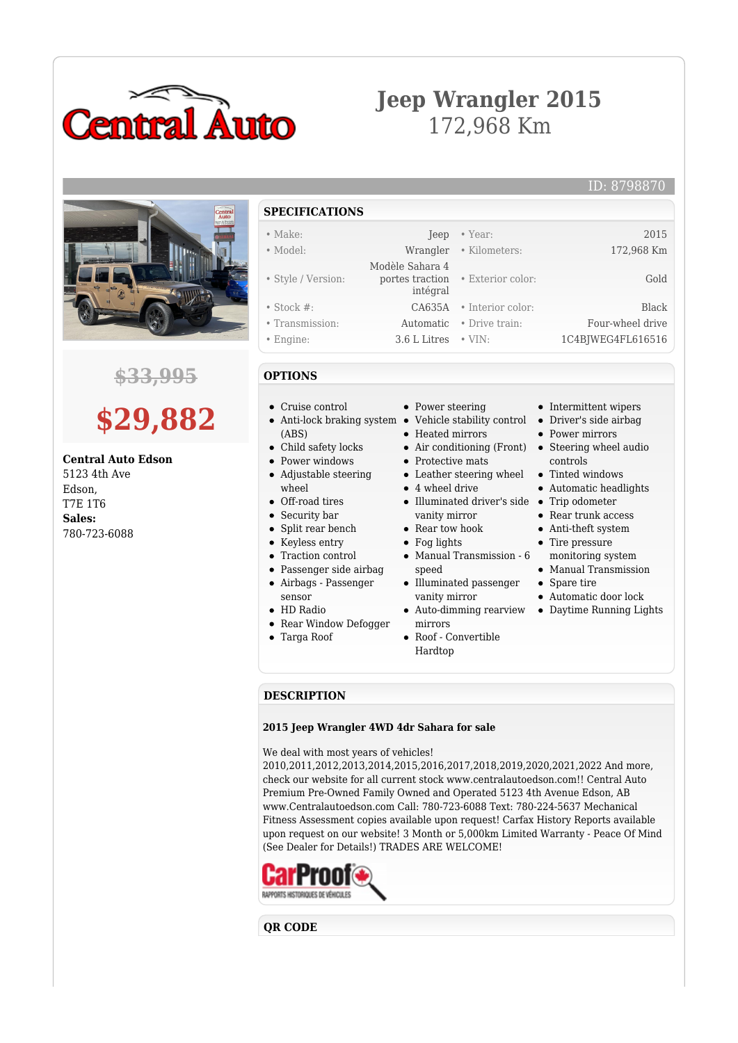Central Auto

# Jeep Wrangler 2015

172,968 Km

ID: 8798870

~~$33,995~~

**$29,882**

**Central Auto Edson**
5123 4th Ave
Edson,
T7E 1T6
**Sales:**
780-723-6088

## SPECIFICATIONS

| | | | |
|---|---|---|---|
| • Make: | Jeep | • Year: | 2015 |
| • Model: | Wrangler | • Kilometers: | 172,968 Km |
| • Style / Version: | Modèle Sahara 4 portes traction intégral | • Exterior color: | Gold |
| • Stock #: | CA635A | • Interior color: | Black |
| • Transmission: | Automatic | • Drive train: | Four-wheel drive |
| • Engine: | 3.6 L Litres | • VIN: | 1C4BJWEG4FL616516 |

## OPTIONS

- Cruise control
- Anti-lock braking system (ABS)
- Child safety locks
- Power windows
- Adjustable steering wheel
- Off-road tires
- Security bar
- Split rear bench
- Keyless entry
- Traction control
- Passenger side airbag
- Airbags - Passenger sensor
- HD Radio
- Rear Window Defogger
- Targa Roof
- Power steering
- Vehicle stability control
- Heated mirrors
- Air conditioning (Front)
- Protective mats
- Leather steering wheel
- 4 wheel drive
- Illuminated driver's side vanity mirror
- Rear tow hook
- Fog lights
- Manual Transmission - 6 speed
- Illuminated passenger vanity mirror
- Auto-dimming rearview mirrors
- Roof - Convertible Hardtop
- Intermittent wipers
- Driver's side airbag
- Power mirrors
- Steering wheel audio controls
- Tinted windows
- Automatic headlights
- Trip odometer
- Rear trunk access
- Anti-theft system
- Tire pressure monitoring system
- Manual Transmission
- Spare tire
- Automatic door lock
- Daytime Running Lights

## DESCRIPTION

**2015 Jeep Wrangler 4WD 4dr Sahara for sale**

We deal with most years of vehicles! 2010,2011,2012,2013,2014,2015,2016,2017,2018,2019,2020,2021,2022 And more, check our website for all current stock www.centralautoedson.com!! Central Auto Premium Pre-Owned Family Owned and Operated 5123 4th Avenue Edson, AB www.Centralautoedson.com Call: 780-723-6088 Text: 780-224-5637 Mechanical Fitness Assessment copies available upon request! Carfax History Reports available upon request on our website! 3 Month or 5,000km Limited Warranty - Peace Of Mind (See Dealer for Details!) TRADES ARE WELCOME!

CarProof RAPPORTS HISTORIQUES DE VÉHICULES

## QR CODE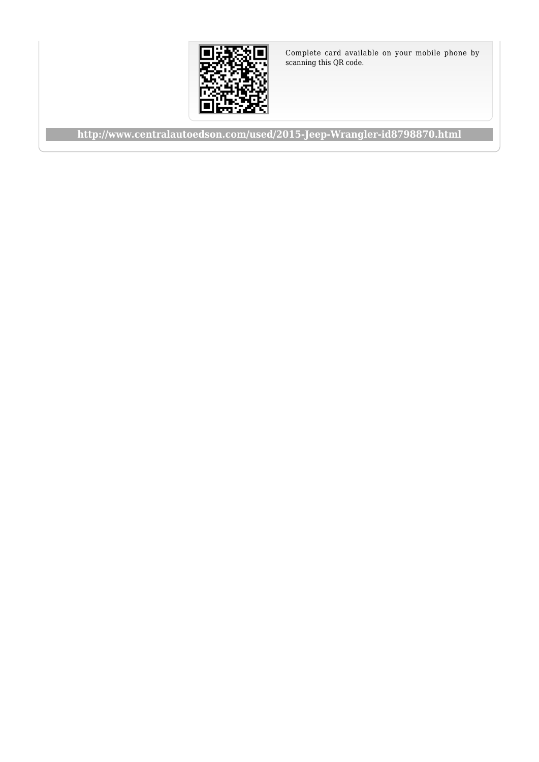Complete card available on your mobile phone by scanning this QR code.

**http://www.centralautoedson.com/used/2015-Jeep-Wrangler-id8798870.html**